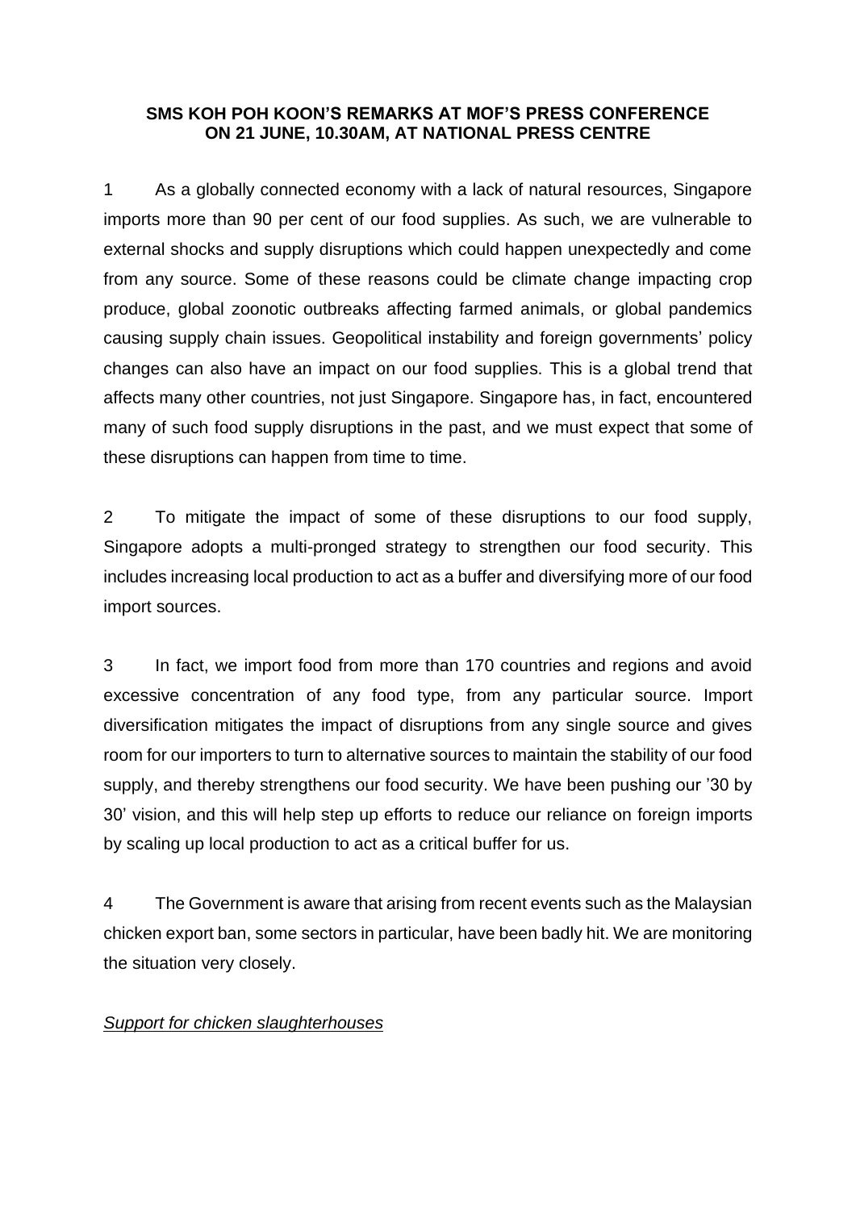**SMS KOH POH KOON'S REMARKS AT MOF'S PRESS CONFERENCE ON 21 JUNE, 10.30AM, AT NATIONAL PRESS CENTRE**

1 As a globally connected economy with a lack of natural resources, Singapore imports more than 90 per cent of our food supplies. As such, we are vulnerable to external shocks and supply disruptions which could happen unexpectedly and come from any source. Some of these reasons could be climate change impacting crop produce, global zoonotic outbreaks affecting farmed animals, or global pandemics causing supply chain issues. Geopolitical instability and foreign governments' policy changes can also have an impact on our food supplies. This is a global trend that affects many other countries, not just Singapore. Singapore has, in fact, encountered many of such food supply disruptions in the past, and we must expect that some of these disruptions can happen from time to time.

2 To mitigate the impact of some of these disruptions to our food supply, Singapore adopts a multi-pronged strategy to strengthen our food security. This includes increasing local production to act as a buffer and diversifying more of our food import sources.

3 In fact, we import food from more than 170 countries and regions and avoid excessive concentration of any food type, from any particular source. Import diversification mitigates the impact of disruptions from any single source and gives room for our importers to turn to alternative sources to maintain the stability of our food supply, and thereby strengthens our food security. We have been pushing our '30 by 30' vision, and this will help step up efforts to reduce our reliance on foreign imports by scaling up local production to act as a critical buffer for us.

4 The Government is aware that arising from recent events such as the Malaysian chicken export ban, some sectors in particular, have been badly hit. We are monitoring the situation very closely.

*Support for chicken slaughterhouses*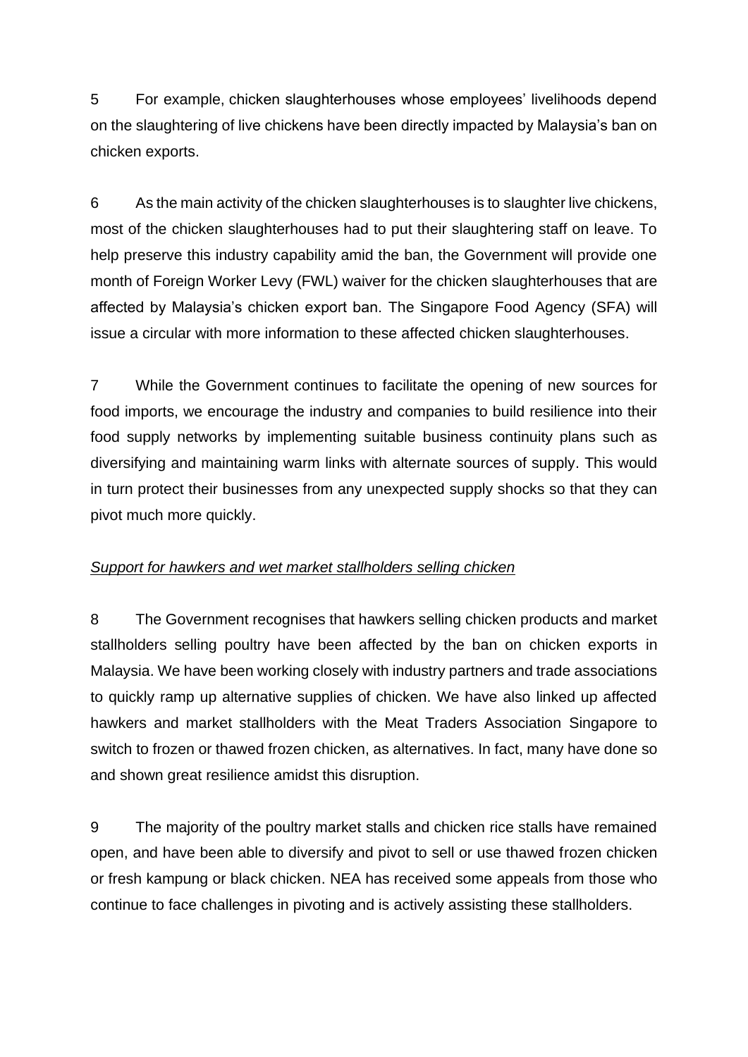5 For example, chicken slaughterhouses whose employees' livelihoods depend on the slaughtering of live chickens have been directly impacted by Malaysia's ban on chicken exports.

6 As the main activity of the chicken slaughterhouses is to slaughter live chickens, most of the chicken slaughterhouses had to put their slaughtering staff on leave. To help preserve this industry capability amid the ban, the Government will provide one month of Foreign Worker Levy (FWL) waiver for the chicken slaughterhouses that are affected by Malaysia's chicken export ban. The Singapore Food Agency (SFA) will issue a circular with more information to these affected chicken slaughterhouses.

7 While the Government continues to facilitate the opening of new sources for food imports, we encourage the industry and companies to build resilience into their food supply networks by implementing suitable business continuity plans such as diversifying and maintaining warm links with alternate sources of supply. This would in turn protect their businesses from any unexpected supply shocks so that they can pivot much more quickly.

*Support for hawkers and wet market stallholders selling chicken*

8 The Government recognises that hawkers selling chicken products and market stallholders selling poultry have been affected by the ban on chicken exports in Malaysia. We have been working closely with industry partners and trade associations to quickly ramp up alternative supplies of chicken. We have also linked up affected hawkers and market stallholders with the Meat Traders Association Singapore to switch to frozen or thawed frozen chicken, as alternatives. In fact, many have done so and shown great resilience amidst this disruption.

9 The majority of the poultry market stalls and chicken rice stalls have remained open, and have been able to diversify and pivot to sell or use thawed frozen chicken or fresh kampung or black chicken. NEA has received some appeals from those who continue to face challenges in pivoting and is actively assisting these stallholders.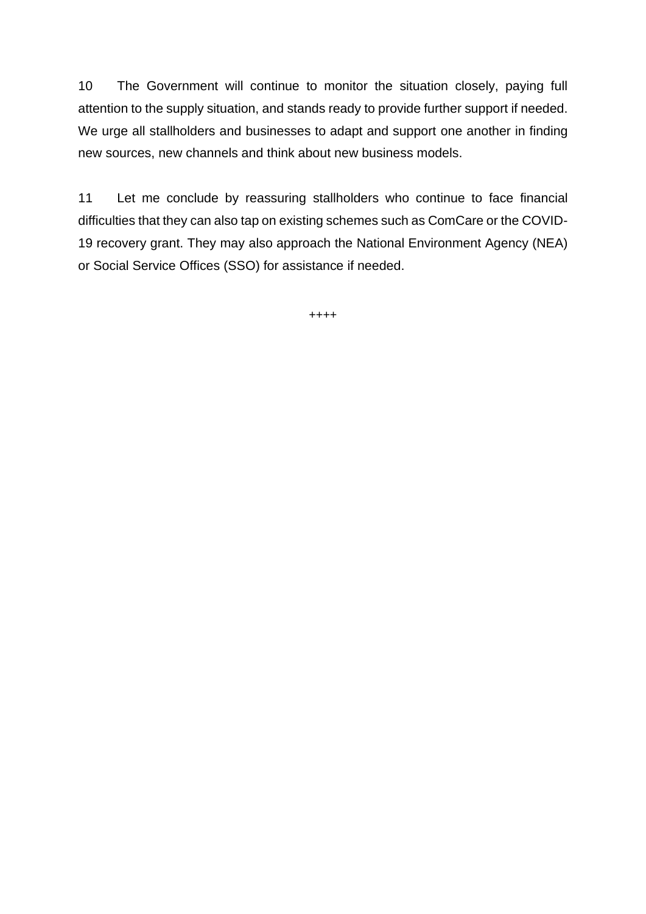10 The Government will continue to monitor the situation closely, paying full attention to the supply situation, and stands ready to provide further support if needed. We urge all stallholders and businesses to adapt and support one another in finding new sources, new channels and think about new business models.

11 Let me conclude by reassuring stallholders who continue to face financial difficulties that they can also tap on existing schemes such as ComCare or the COVID-19 recovery grant. They may also approach the National Environment Agency (NEA) or Social Service Offices (SSO) for assistance if needed.

++++